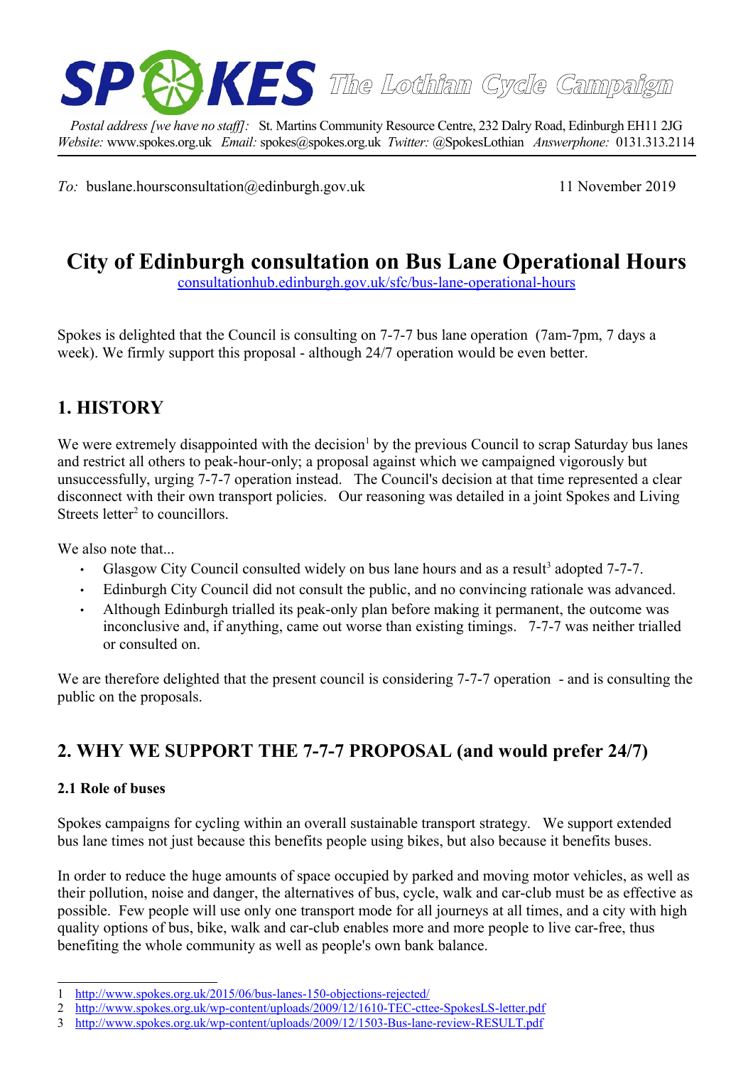**SPOKES** *The Lothian Cycle Campaign*

*Postal address [we have no staff]:* St. Martins Community Resource Centre, 232 Dalry Road, Edinburgh EH11 2JG
*Website:* www.spokes.org.uk *Email:* spokes@spokes.org.uk *Twitter:* @SpokesLothian *Answerphone:* 0131.313.2114

*To:* buslane.hoursconsultation@edinburgh.gov.uk 11 November 2019

# City of Edinburgh consultation on Bus Lane Operational Hours

consultationhub.edinburgh.gov.uk/sfc/bus-lane-operational-hours

Spokes is delighted that the Council is consulting on 7-7-7 bus lane operation (7am-7pm, 7 days a week). We firmly support this proposal - although 24/7 operation would be even better.

## 1. HISTORY

We were extremely disappointed with the decision[1] by the previous Council to scrap Saturday bus lanes and restrict all others to peak-hour-only; a proposal against which we campaigned vigorously but unsuccessfully, urging 7-7-7 operation instead. The Council's decision at that time represented a clear disconnect with their own transport policies. Our reasoning was detailed in a joint Spokes and Living Streets letter[2] to councillors.

We also note that...

- Glasgow City Council consulted widely on bus lane hours and as a result[3] adopted 7-7-7.
- Edinburgh City Council did not consult the public, and no convincing rationale was advanced.
- Although Edinburgh trialled its peak-only plan before making it permanent, the outcome was inconclusive and, if anything, came out worse than existing timings. 7-7-7 was neither trialled or consulted on.

We are therefore delighted that the present council is considering 7-7-7 operation - and is consulting the public on the proposals.

## 2. WHY WE SUPPORT THE 7-7-7 PROPOSAL (and would prefer 24/7)

### 2.1 Role of buses

Spokes campaigns for cycling within an overall sustainable transport strategy. We support extended bus lane times not just because this benefits people using bikes, but also because it benefits buses.

In order to reduce the huge amounts of space occupied by parked and moving motor vehicles, as well as their pollution, noise and danger, the alternatives of bus, cycle, walk and car-club must be as effective as possible. Few people will use only one transport mode for all journeys at all times, and a city with high quality options of bus, bike, walk and car-club enables more and more people to live car-free, thus benefiting the whole community as well as people's own bank balance.

---

1 http://www.spokes.org.uk/2015/06/bus-lanes-150-objections-rejected/
2 http://www.spokes.org.uk/wp-content/uploads/2009/12/1610-TEC-cttee-SpokesLS-letter.pdf
3 http://www.spokes.org.uk/wp-content/uploads/2009/12/1503-Bus-lane-review-RESULT.pdf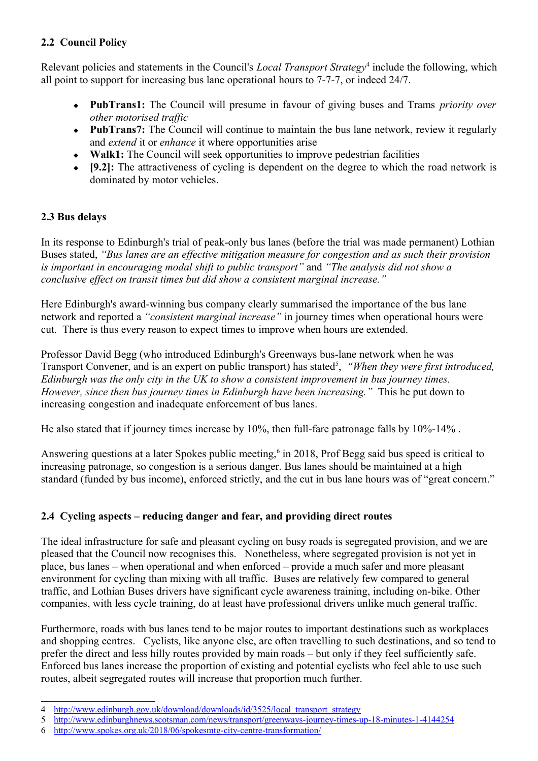### 2.2 Council Policy

Relevant policies and statements in the Council's *Local Transport Strategy*[4] include the following, which all point to support for increasing bus lane operational hours to 7-7-7, or indeed 24/7.

- **PubTrans1:** The Council will presume in favour of giving buses and Trams *priority over other motorised traffic*
- **PubTrans7:** The Council will continue to maintain the bus lane network, review it regularly and *extend* it or *enhance* it where opportunities arise
- **Walk1:** The Council will seek opportunities to improve pedestrian facilities
- **[9.2]:** The attractiveness of cycling is dependent on the degree to which the road network is dominated by motor vehicles.

### 2.3 Bus delays

In its response to Edinburgh's trial of peak-only bus lanes (before the trial was made permanent) Lothian Buses stated, *"Bus lanes are an effective mitigation measure for congestion and as such their provision is important in encouraging modal shift to public transport"* and *"The analysis did not show a conclusive effect on transit times but did show a consistent marginal increase."*

Here Edinburgh's award-winning bus company clearly summarised the importance of the bus lane network and reported a *"consistent marginal increase"* in journey times when operational hours were cut. There is thus every reason to expect times to improve when hours are extended.

Professor David Begg (who introduced Edinburgh's Greenways bus-lane network when he was Transport Convener, and is an expert on public transport) has stated[5], *"When they were first introduced, Edinburgh was the only city in the UK to show a consistent improvement in bus journey times. However, since then bus journey times in Edinburgh have been increasing."* This he put down to increasing congestion and inadequate enforcement of bus lanes.

He also stated that if journey times increase by 10%, then full-fare patronage falls by 10%-14% .

Answering questions at a later Spokes public meeting,[6] in 2018, Prof Begg said bus speed is critical to increasing patronage, so congestion is a serious danger. Bus lanes should be maintained at a high standard (funded by bus income), enforced strictly, and the cut in bus lane hours was of "great concern."

### 2.4 Cycling aspects – reducing danger and fear, and providing direct routes

The ideal infrastructure for safe and pleasant cycling on busy roads is segregated provision, and we are pleased that the Council now recognises this. Nonetheless, where segregated provision is not yet in place, bus lanes – when operational and when enforced – provide a much safer and more pleasant environment for cycling than mixing with all traffic. Buses are relatively few compared to general traffic, and Lothian Buses drivers have significant cycle awareness training, including on-bike. Other companies, with less cycle training, do at least have professional drivers unlike much general traffic.

Furthermore, roads with bus lanes tend to be major routes to important destinations such as workplaces and shopping centres. Cyclists, like anyone else, are often travelling to such destinations, and so tend to prefer the direct and less hilly routes provided by main roads – but only if they feel sufficiently safe. Enforced bus lanes increase the proportion of existing and potential cyclists who feel able to use such routes, albeit segregated routes will increase that proportion much further.

---

4 http://www.edinburgh.gov.uk/download/downloads/id/3525/local_transport_strategy
5 http://www.edinburghnews.scotsman.com/news/transport/greenways-journey-times-up-18-minutes-1-4144254
6 http://www.spokes.org.uk/2018/06/spokesmtg-city-centre-transformation/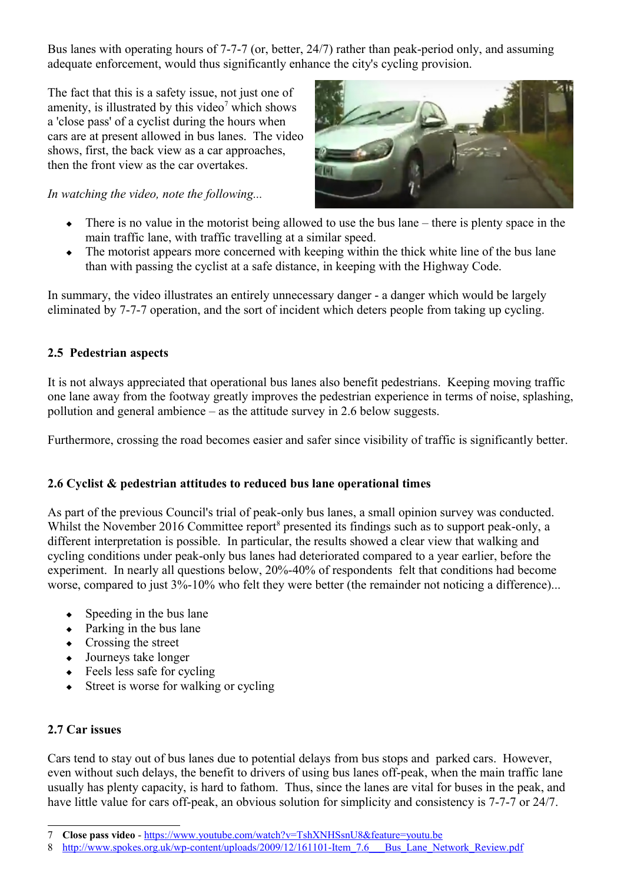Bus lanes with operating hours of 7-7-7 (or, better, 24/7) rather than peak-period only, and assuming adequate enforcement, would thus significantly enhance the city's cycling provision.

The fact that this is a safety issue, not just one of amenity, is illustrated by this video[7] which shows a 'close pass' of a cyclist during the hours when cars are at present allowed in bus lanes. The video shows, first, the back view as a car approaches, then the front view as the car overtakes.

*In watching the video, note the following...*

- There is no value in the motorist being allowed to use the bus lane – there is plenty space in the main traffic lane, with traffic travelling at a similar speed.
- The motorist appears more concerned with keeping within the thick white line of the bus lane than with passing the cyclist at a safe distance, in keeping with the Highway Code.

In summary, the video illustrates an entirely unnecessary danger - a danger which would be largely eliminated by 7-7-7 operation, and the sort of incident which deters people from taking up cycling.

## 2.5 Pedestrian aspects

It is not always appreciated that operational bus lanes also benefit pedestrians. Keeping moving traffic one lane away from the footway greatly improves the pedestrian experience in terms of noise, splashing, pollution and general ambience – as the attitude survey in 2.6 below suggests.

Furthermore, crossing the road becomes easier and safer since visibility of traffic is significantly better.

## 2.6 Cyclist & pedestrian attitudes to reduced bus lane operational times

As part of the previous Council's trial of peak-only bus lanes, a small opinion survey was conducted. Whilst the November 2016 Committee report[8] presented its findings such as to support peak-only, a different interpretation is possible. In particular, the results showed a clear view that walking and cycling conditions under peak-only bus lanes had deteriorated compared to a year earlier, before the experiment. In nearly all questions below, 20%-40% of respondents felt that conditions had become worse, compared to just 3%-10% who felt they were better (the remainder not noticing a difference)...

- Speeding in the bus lane
- Parking in the bus lane
- Crossing the street
- Journeys take longer
- Feels less safe for cycling
- Street is worse for walking or cycling

## 2.7 Car issues

Cars tend to stay out of bus lanes due to potential delays from bus stops and parked cars. However, even without such delays, the benefit to drivers of using bus lanes off-peak, when the main traffic lane usually has plenty capacity, is hard to fathom. Thus, since the lanes are vital for buses in the peak, and have little value for cars off-peak, an obvious solution for simplicity and consistency is 7-7-7 or 24/7.

---

7 **Close pass video** - https://www.youtube.com/watch?v=TshXNHSsnU8&feature=youtu.be

8 http://www.spokes.org.uk/wp-content/uploads/2009/12/161101-Item_7.6___Bus_Lane_Network_Review.pdf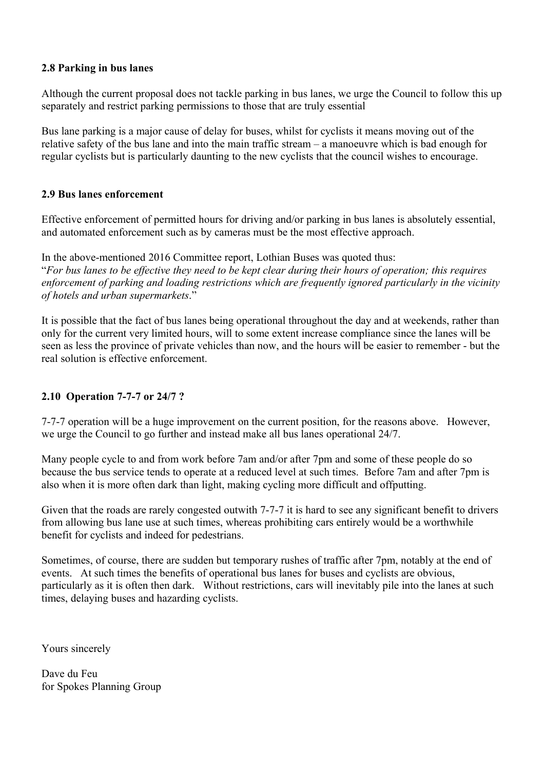### 2.8 Parking in bus lanes

Although the current proposal does not tackle parking in bus lanes, we urge the Council to follow this up separately and restrict parking permissions to those that are truly essential

Bus lane parking is a major cause of delay for buses, whilst for cyclists it means moving out of the relative safety of the bus lane and into the main traffic stream – a manoeuvre which is bad enough for regular cyclists but is particularly daunting to the new cyclists that the council wishes to encourage.

### 2.9 Bus lanes enforcement

Effective enforcement of permitted hours for driving and/or parking in bus lanes is absolutely essential, and automated enforcement such as by cameras must be the most effective approach.

In the above-mentioned 2016 Committee report, Lothian Buses was quoted thus:
"*For bus lanes to be effective they need to be kept clear during their hours of operation; this requires enforcement of parking and loading restrictions which are frequently ignored particularly in the vicinity of hotels and urban supermarkets*."

It is possible that the fact of bus lanes being operational throughout the day and at weekends, rather than only for the current very limited hours, will to some extent increase compliance since the lanes will be seen as less the province of private vehicles than now, and the hours will be easier to remember - but the real solution is effective enforcement.

### 2.10 Operation 7-7-7 or 24/7 ?

7-7-7 operation will be a huge improvement on the current position, for the reasons above. However, we urge the Council to go further and instead make all bus lanes operational 24/7.

Many people cycle to and from work before 7am and/or after 7pm and some of these people do so because the bus service tends to operate at a reduced level at such times. Before 7am and after 7pm is also when it is more often dark than light, making cycling more difficult and offputting.

Given that the roads are rarely congested outwith 7-7-7 it is hard to see any significant benefit to drivers from allowing bus lane use at such times, whereas prohibiting cars entirely would be a worthwhile benefit for cyclists and indeed for pedestrians.

Sometimes, of course, there are sudden but temporary rushes of traffic after 7pm, notably at the end of events. At such times the benefits of operational bus lanes for buses and cyclists are obvious, particularly as it is often then dark. Without restrictions, cars will inevitably pile into the lanes at such times, delaying buses and hazarding cyclists.

Yours sincerely

Dave du Feu
for Spokes Planning Group